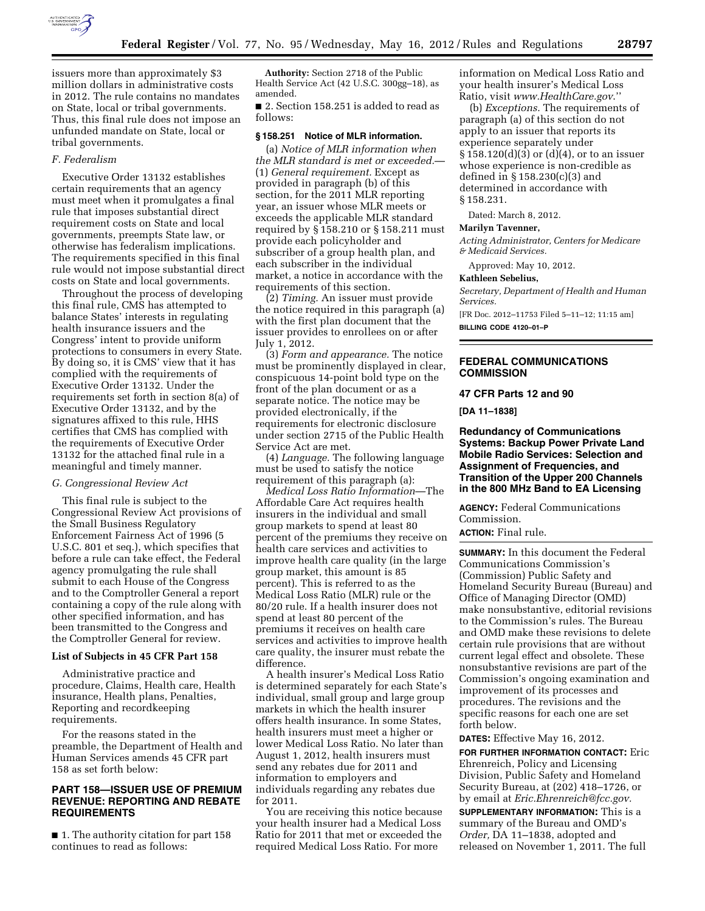issuers more than approximately $3 million dollars in administrative costs in 2012. The rule contains no mandates on State, local or tribal governments. Thus, this final rule does not impose an unfunded mandate on State, local or tribal governments.

### F. Federalism

Executive Order 13132 establishes certain requirements that an agency must meet when it promulgates a final rule that imposes substantial direct requirement costs on State and local governments, preempts State law, or otherwise has federalism implications. The requirements specified in this final rule would not impose substantial direct costs on State and local governments.

Throughout the process of developing this final rule, CMS has attempted to balance States' interests in regulating health insurance issuers and the Congress' intent to provide uniform protections to consumers in every State. By doing so, it is CMS' view that it has complied with the requirements of Executive Order 13132. Under the requirements set forth in section 8(a) of Executive Order 13132, and by the signatures affixed to this rule, HHS certifies that CMS has complied with the requirements of Executive Order 13132 for the attached final rule in a meaningful and timely manner.

### G. Congressional Review Act

This final rule is subject to the Congressional Review Act provisions of the Small Business Regulatory Enforcement Fairness Act of 1996 (5 U.S.C. 801 et seq.), which specifies that before a rule can take effect, the Federal agency promulgating the rule shall submit to each House of the Congress and to the Comptroller General a report containing a copy of the rule along with other specified information, and has been transmitted to the Congress and the Comptroller General for review.

**List of Subjects in 45 CFR Part 158**

Administrative practice and procedure, Claims, Health care, Health insurance, Health plans, Penalties, Reporting and recordkeeping requirements.

For the reasons stated in the preamble, the Department of Health and Human Services amends 45 CFR part 158 as set forth below:

## PART 158—ISSUER USE OF PREMIUM REVENUE: REPORTING AND REBATE REQUIREMENTS

■ 1. The authority citation for part 158 continues to read as follows:

**Authority:** Section 2718 of the Public Health Service Act (42 U.S.C. 300gg–18), as amended.

■ 2. Section 158.251 is added to read as follows:

**§ 158.251 Notice of MLR information.**

(a) *Notice of MLR information when the MLR standard is met or exceeded.*—(1) *General requirement.* Except as provided in paragraph (b) of this section, for the 2011 MLR reporting year, an issuer whose MLR meets or exceeds the applicable MLR standard required by § 158.210 or § 158.211 must provide each policyholder and subscriber of a group health plan, and each subscriber in the individual market, a notice in accordance with the requirements of this section.

(2) *Timing.* An issuer must provide the notice required in this paragraph (a) with the first plan document that the issuer provides to enrollees on or after July 1, 2012.

(3) *Form and appearance.* The notice must be prominently displayed in clear, conspicuous 14-point bold type on the front of the plan document or as a separate notice. The notice may be provided electronically, if the requirements for electronic disclosure under section 2715 of the Public Health Service Act are met.

(4) *Language.* The following language must be used to satisfy the notice requirement of this paragraph (a):

*Medical Loss Ratio Information*—The Affordable Care Act requires health insurers in the individual and small group markets to spend at least 80 percent of the premiums they receive on health care services and activities to improve health care quality (in the large group market, this amount is 85 percent). This is referred to as the Medical Loss Ratio (MLR) rule or the 80/20 rule. If a health insurer does not spend at least 80 percent of the premiums it receives on health care services and activities to improve health care quality, the insurer must rebate the difference.

A health insurer's Medical Loss Ratio is determined separately for each State's individual, small group and large group markets in which the health insurer offers health insurance. In some States, health insurers must meet a higher or lower Medical Loss Ratio. No later than August 1, 2012, health insurers must send any rebates due for 2011 and information to employers and individuals regarding any rebates due for 2011.

You are receiving this notice because your health insurer had a Medical Loss Ratio for 2011 that met or exceeded the required Medical Loss Ratio. For more information on Medical Loss Ratio and your health insurer's Medical Loss Ratio, visit *www.HealthCare.gov.*''

(b) *Exceptions.* The requirements of paragraph (a) of this section do not apply to an issuer that reports its experience separately under § 158.120(d)(3) or (d)(4), or to an issuer whose experience is non-credible as defined in § 158.230(c)(3) and determined in accordance with § 158.231.

Dated: March 8, 2012.

**Marilyn Tavenner,**

*Acting Administrator, Centers for Medicare & Medicaid Services.*

Approved: May 10, 2012.

**Kathleen Sebelius,**

*Secretary, Department of Health and Human Services.*

[FR Doc. 2012–11753 Filed 5–11–12; 11:15 am]

**BILLING CODE 4120–01–P**

## FEDERAL COMMUNICATIONS COMMISSION

### 47 CFR Parts 12 and 90

**[DA 11–1838]**

### Redundancy of Communications Systems: Backup Power Private Land Mobile Radio Services: Selection and Assignment of Frequencies, and Transition of the Upper 200 Channels in the 800 MHz Band to EA Licensing

**AGENCY:** Federal Communications Commission.

**ACTION:** Final rule.

**SUMMARY:** In this document the Federal Communications Commission's (Commission) Public Safety and Homeland Security Bureau (Bureau) and Office of Managing Director (OMD) make nonsubstantive, editorial revisions to the Commission's rules. The Bureau and OMD make these revisions to delete certain rule provisions that are without current legal effect and obsolete. These nonsubstantive revisions are part of the Commission's ongoing examination and improvement of its processes and procedures. The revisions and the specific reasons for each one are set forth below.

**DATES:** Effective May 16, 2012.

**FOR FURTHER INFORMATION CONTACT:** Eric Ehrenreich, Policy and Licensing Division, Public Safety and Homeland Security Bureau, at (202) 418–1726, or by email at *Eric.Ehrenreich@fcc.gov.*

**SUPPLEMENTARY INFORMATION:** This is a summary of the Bureau and OMD's *Order,* DA 11–1838, adopted and released on November 1, 2011. The full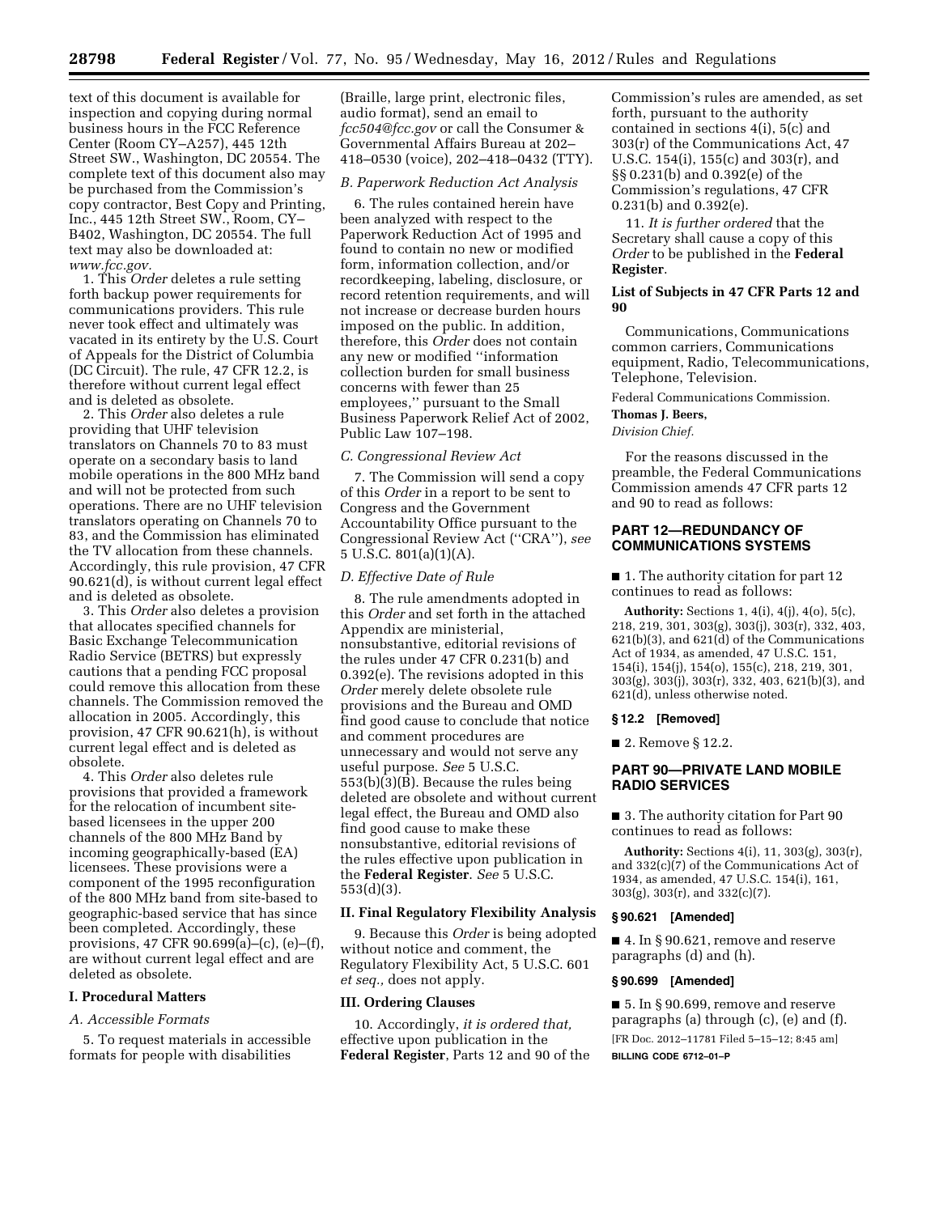text of this document is available for inspection and copying during normal business hours in the FCC Reference Center (Room CY–A257), 445 12th Street SW., Washington, DC 20554. The complete text of this document also may be purchased from the Commission's copy contractor, Best Copy and Printing, Inc., 445 12th Street SW., Room, CY–B402, Washington, DC 20554. The full text may also be downloaded at: *www.fcc.gov.*

1. This *Order* deletes a rule setting forth backup power requirements for communications providers. This rule never took effect and ultimately was vacated in its entirety by the U.S. Court of Appeals for the District of Columbia (DC Circuit). The rule, 47 CFR 12.2, is therefore without current legal effect and is deleted as obsolete.

2. This *Order* also deletes a rule providing that UHF television translators on Channels 70 to 83 must operate on a secondary basis to land mobile operations in the 800 MHz band and will not be protected from such operations. There are no UHF television translators operating on Channels 70 to 83, and the Commission has eliminated the TV allocation from these channels. Accordingly, this rule provision, 47 CFR 90.621(d), is without current legal effect and is deleted as obsolete.

3. This *Order* also deletes a provision that allocates specified channels for Basic Exchange Telecommunication Radio Service (BETRS) but expressly cautions that a pending FCC proposal could remove this allocation from these channels. The Commission removed the allocation in 2005. Accordingly, this provision, 47 CFR 90.621(h), is without current legal effect and is deleted as obsolete.

4. This *Order* also deletes rule provisions that provided a framework for the relocation of incumbent site-based licensees in the upper 200 channels of the 800 MHz Band by incoming geographically-based (EA) licensees. These provisions were a component of the 1995 reconfiguration of the 800 MHz band from site-based to geographic-based service that has since been completed. Accordingly, these provisions, 47 CFR 90.699(a)–(c), (e)–(f), are without current legal effect and are deleted as obsolete.

## I. Procedural Matters

### *A. Accessible Formats*

5. To request materials in accessible formats for people with disabilities (Braille, large print, electronic files, audio format), send an email to *fcc504@fcc.gov* or call the Consumer & Governmental Affairs Bureau at 202–418–0530 (voice), 202–418–0432 (TTY).

### *B. Paperwork Reduction Act Analysis*

6. The rules contained herein have been analyzed with respect to the Paperwork Reduction Act of 1995 and found to contain no new or modified form, information collection, and/or recordkeeping, labeling, disclosure, or record retention requirements, and will not increase or decrease burden hours imposed on the public. In addition, therefore, this *Order* does not contain any new or modified ''information collection burden for small business concerns with fewer than 25 employees,'' pursuant to the Small Business Paperwork Relief Act of 2002, Public Law 107–198.

### *C. Congressional Review Act*

7. The Commission will send a copy of this *Order* in a report to be sent to Congress and the Government Accountability Office pursuant to the Congressional Review Act (''CRA''), *see* 5 U.S.C. 801(a)(1)(A).

### *D. Effective Date of Rule*

8. The rule amendments adopted in this *Order* and set forth in the attached Appendix are ministerial, nonsubstantive, editorial revisions of the rules under 47 CFR 0.231(b) and 0.392(e). The revisions adopted in this *Order* merely delete obsolete rule provisions and the Bureau and OMD find good cause to conclude that notice and comment procedures are unnecessary and would not serve any useful purpose. *See* 5 U.S.C. 553(b)(3)(B). Because the rules being deleted are obsolete and without current legal effect, the Bureau and OMD also find good cause to make these nonsubstantive, editorial revisions of the rules effective upon publication in the **Federal Register**. *See* 5 U.S.C. 553(d)(3).

## II. Final Regulatory Flexibility Analysis

9. Because this *Order* is being adopted without notice and comment, the Regulatory Flexibility Act, 5 U.S.C. 601 *et seq.,* does not apply.

## III. Ordering Clauses

10. Accordingly, *it is ordered that,* effective upon publication in the **Federal Register**, Parts 12 and 90 of the Commission's rules are amended, as set forth, pursuant to the authority contained in sections 4(i), 5(c) and 303(r) of the Communications Act, 47 U.S.C. 154(i), 155(c) and 303(r), and §§ 0.231(b) and 0.392(e) of the Commission's regulations, 47 CFR 0.231(b) and 0.392(e).

11. *It is further ordered* that the Secretary shall cause a copy of this *Order* to be published in the **Federal Register**.

### List of Subjects in 47 CFR Parts 12 and 90

Communications, Communications common carriers, Communications equipment, Radio, Telecommunications, Telephone, Television.

Federal Communications Commission.

**Thomas J. Beers,**

*Division Chief.*

For the reasons discussed in the preamble, the Federal Communications Commission amends 47 CFR parts 12 and 90 to read as follows:

## PART 12—REDUNDANCY OF COMMUNICATIONS SYSTEMS

■ 1. The authority citation for part 12 continues to read as follows:

**Authority:** Sections 1, 4(i), 4(j), 4(o), 5(c), 218, 219, 301, 303(g), 303(j), 303(r), 332, 403, 621(b)(3), and 621(d) of the Communications Act of 1934, as amended, 47 U.S.C. 151, 154(i), 154(j), 154(o), 155(c), 218, 219, 301, 303(g), 303(j), 303(r), 332, 403, 621(b)(3), and 621(d), unless otherwise noted.

### § 12.2 [Removed]

■ 2. Remove § 12.2.

## PART 90—PRIVATE LAND MOBILE RADIO SERVICES

■ 3. The authority citation for Part 90 continues to read as follows:

**Authority:** Sections 4(i), 11, 303(g), 303(r), and 332(c)(7) of the Communications Act of 1934, as amended, 47 U.S.C. 154(i), 161, 303(g), 303(r), and 332(c)(7).

### § 90.621 [Amended]

■ 4. In § 90.621, remove and reserve paragraphs (d) and (h).

### § 90.699 [Amended]

■ 5. In § 90.699, remove and reserve paragraphs (a) through (c), (e) and (f).

[FR Doc. 2012–11781 Filed 5–15–12; 8:45 am]

**BILLING CODE 6712–01–P**